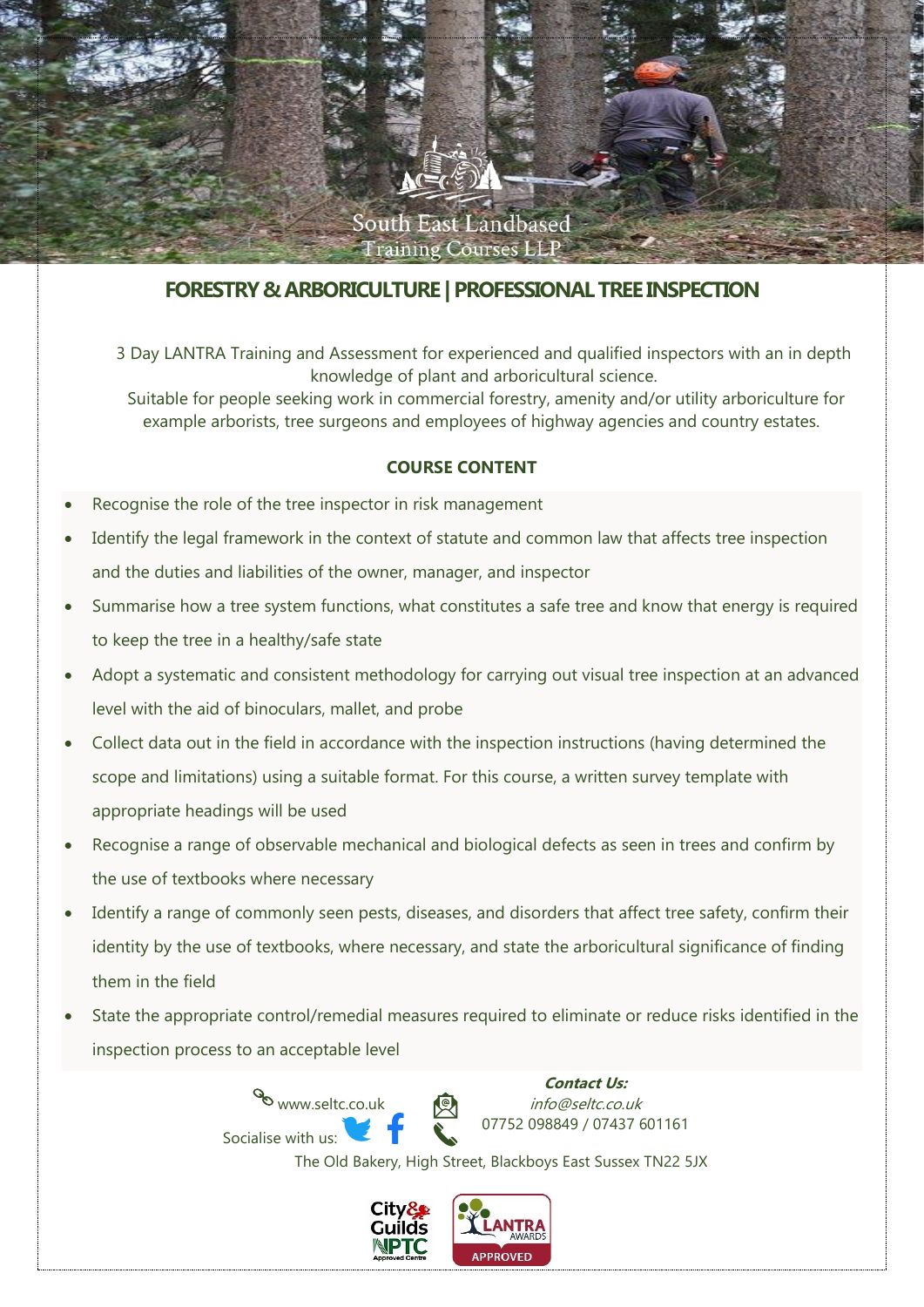South East Landbased Training Courses LLP

# FORESTRY & ARBORICULTURE | PROFESSIONAL TREE INSPECTION

3 Day LANTRA Training and Assessment for experienced and qualified inspectors with an in depth knowledge of plant and arboricultural science.

Suitable for people seeking work in commercial forestry, amenity and/or utility arboriculture for example arborists, tree surgeons and employees of highway agencies and country estates.

## COURSE CONTENT

- Recognise the role of the tree inspector in risk management
- Identify the legal framework in the context of statute and common law that affects tree inspection and the duties and liabilities of the owner, manager, and inspector
- Summarise how a tree system functions, what constitutes a safe tree and know that energy is required to keep the tree in a healthy/safe state
- Adopt a systematic and consistent methodology for carrying out visual tree inspection at an advanced level with the aid of binoculars, mallet, and probe
- Collect data out in the field in accordance with the inspection instructions (having determined the scope and limitations) using a suitable format. For this course, a written survey template with appropriate headings will be used
- Recognise a range of observable mechanical and biological defects as seen in trees and confirm by the use of textbooks where necessary
- Identify a range of commonly seen pests, diseases, and disorders that affect tree safety, confirm their identity by the use of textbooks, where necessary, and state the arboricultural significance of finding them in the field
- State the appropriate control/remedial measures required to eliminate or reduce risks identified in the inspection process to an acceptable level

www.seltc.co.uk

Socialise with us:

***Contact Us:***

*info@seltc.co.uk*

07752 098849 / 07437 601161

The Old Bakery, High Street, Blackboys East Sussex TN22 5JX

City & Guilds NPTC Approved Centre

LANTRA AWARDS APPROVED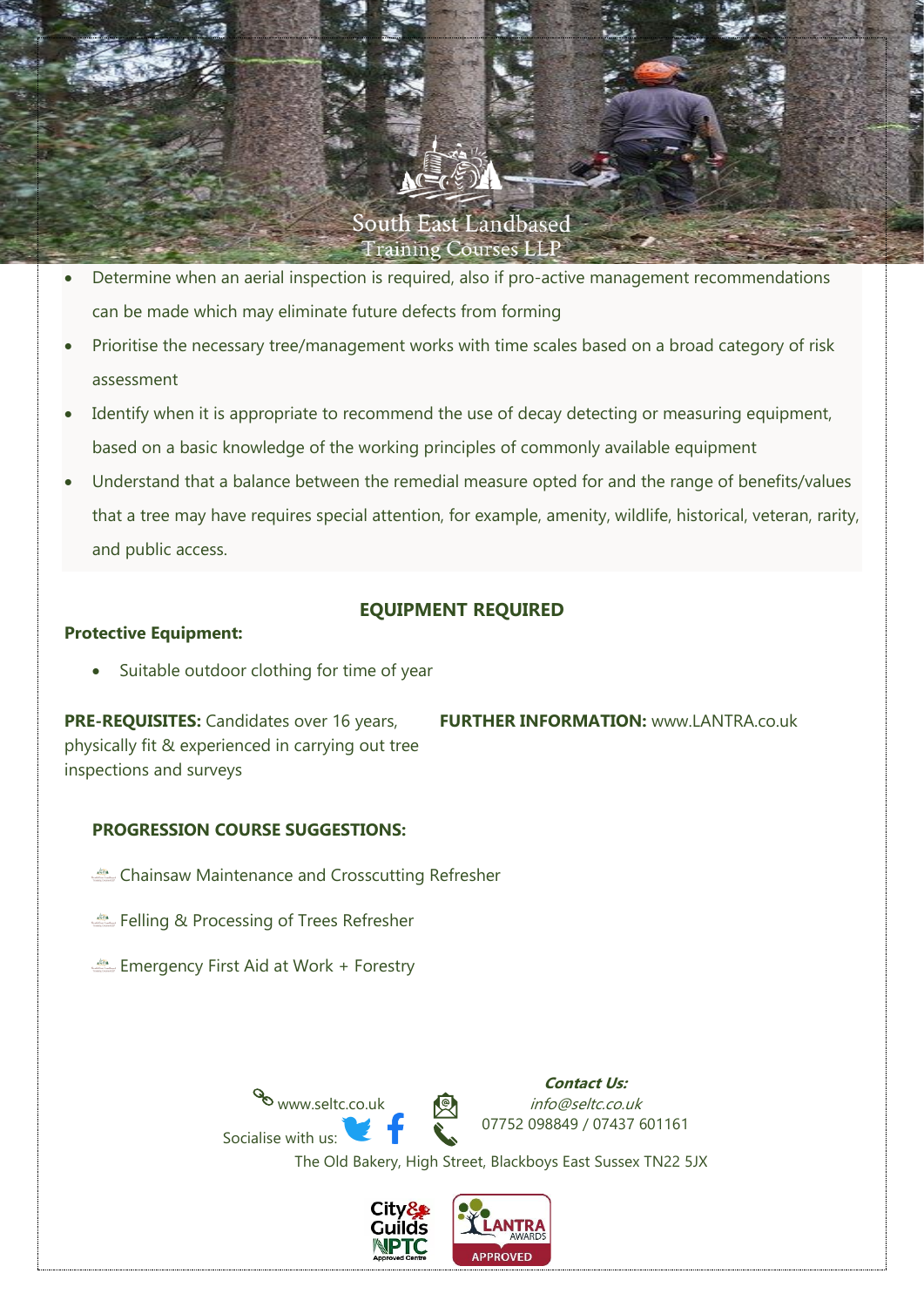- Determine when an aerial inspection is required, also if pro-active management recommendations can be made which may eliminate future defects from forming
- Prioritise the necessary tree/management works with time scales based on a broad category of risk assessment
- Identify when it is appropriate to recommend the use of decay detecting or measuring equipment, based on a basic knowledge of the working principles of commonly available equipment
- Understand that a balance between the remedial measure opted for and the range of benefits/values that a tree may have requires special attention, for example, amenity, wildlife, historical, veteran, rarity, and public access.

## EQUIPMENT REQUIRED

**Protective Equipment:**

- Suitable outdoor clothing for time of year

**PRE-REQUISITES:** Candidates over 16 years, physically fit & experienced in carrying out tree inspections and surveys

**FURTHER INFORMATION:** www.LANTRA.co.uk

**PROGRESSION COURSE SUGGESTIONS:**

- Chainsaw Maintenance and Crosscutting Refresher
- Felling & Processing of Trees Refresher
- Emergency First Aid at Work + Forestry

www.seltc.co.uk

Socialise with us:

***Contact Us:***

*info@seltc.co.uk*

07752 098849 / 07437 601161

The Old Bakery, High Street, Blackboys East Sussex TN22 5JX